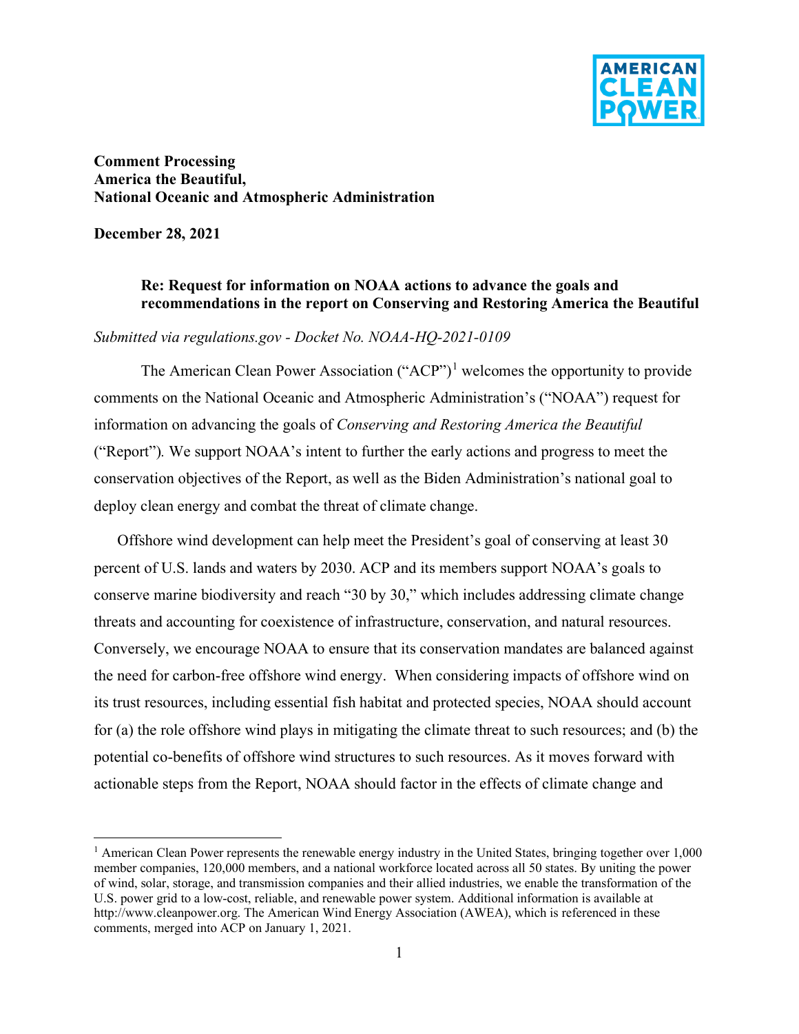**Comment Processing**
**America the Beautiful,**
**National Oceanic and Atmospheric Administration**

**December 28, 2021**

**Re: Request for information on NOAA actions to advance the goals and recommendations in the report on Conserving and Restoring America the Beautiful**

*Submitted via regulations.gov - Docket No. NOAA-HQ-2021-0109*

The American Clean Power Association ("ACP")[1] welcomes the opportunity to provide comments on the National Oceanic and Atmospheric Administration's ("NOAA") request for information on advancing the goals of *Conserving and Restoring America the Beautiful* ("Report"). We support NOAA's intent to further the early actions and progress to meet the conservation objectives of the Report, as well as the Biden Administration's national goal to deploy clean energy and combat the threat of climate change.

Offshore wind development can help meet the President's goal of conserving at least 30 percent of U.S. lands and waters by 2030. ACP and its members support NOAA's goals to conserve marine biodiversity and reach "30 by 30," which includes addressing climate change threats and accounting for coexistence of infrastructure, conservation, and natural resources. Conversely, we encourage NOAA to ensure that its conservation mandates are balanced against the need for carbon-free offshore wind energy. When considering impacts of offshore wind on its trust resources, including essential fish habitat and protected species, NOAA should account for (a) the role offshore wind plays in mitigating the climate threat to such resources; and (b) the potential co-benefits of offshore wind structures to such resources. As it moves forward with actionable steps from the Report, NOAA should factor in the effects of climate change and

[1] American Clean Power represents the renewable energy industry in the United States, bringing together over 1,000 member companies, 120,000 members, and a national workforce located across all 50 states. By uniting the power of wind, solar, storage, and transmission companies and their allied industries, we enable the transformation of the U.S. power grid to a low-cost, reliable, and renewable power system. Additional information is available at http://www.cleanpower.org. The American Wind Energy Association (AWEA), which is referenced in these comments, merged into ACP on January 1, 2021.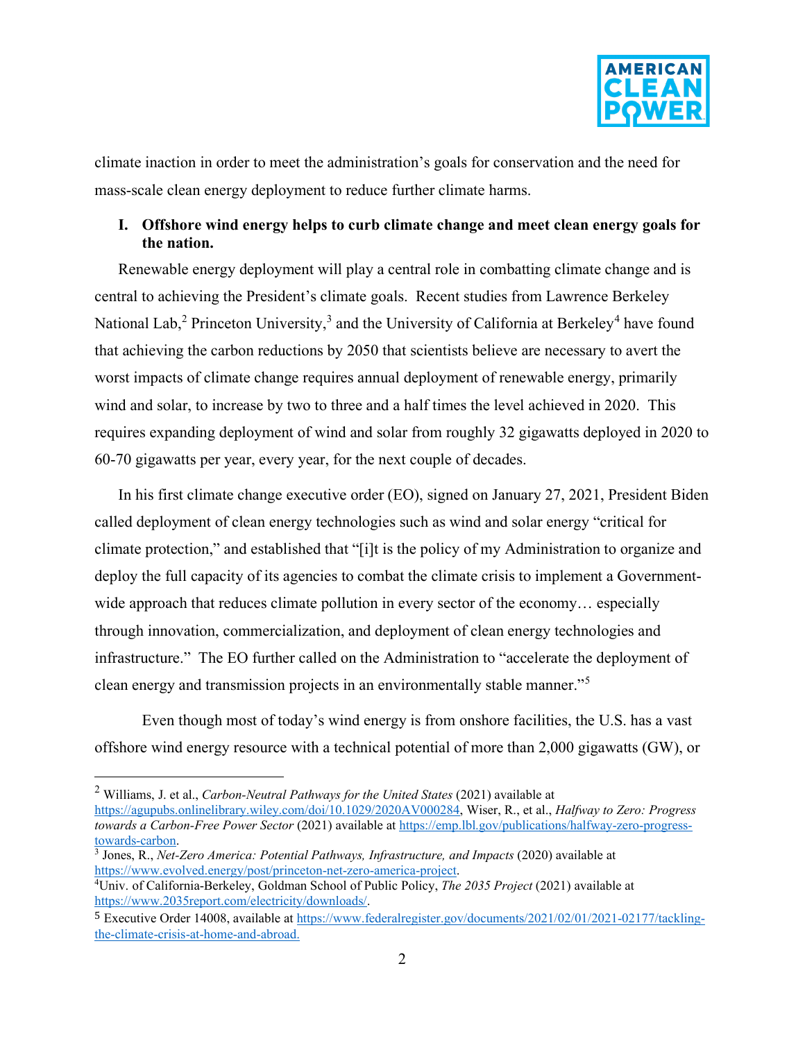climate inaction in order to meet the administration's goals for conservation and the need for mass-scale clean energy deployment to reduce further climate harms.

## I. Offshore wind energy helps to curb climate change and meet clean energy goals for the nation.

Renewable energy deployment will play a central role in combatting climate change and is central to achieving the President's climate goals. Recent studies from Lawrence Berkeley National Lab,[2] Princeton University,[3] and the University of California at Berkeley[4] have found that achieving the carbon reductions by 2050 that scientists believe are necessary to avert the worst impacts of climate change requires annual deployment of renewable energy, primarily wind and solar, to increase by two to three and a half times the level achieved in 2020. This requires expanding deployment of wind and solar from roughly 32 gigawatts deployed in 2020 to 60-70 gigawatts per year, every year, for the next couple of decades.

In his first climate change executive order (EO), signed on January 27, 2021, President Biden called deployment of clean energy technologies such as wind and solar energy "critical for climate protection," and established that "[i]t is the policy of my Administration to organize and deploy the full capacity of its agencies to combat the climate crisis to implement a Government-wide approach that reduces climate pollution in every sector of the economy… especially through innovation, commercialization, and deployment of clean energy technologies and infrastructure." The EO further called on the Administration to "accelerate the deployment of clean energy and transmission projects in an environmentally stable manner."[5]

Even though most of today's wind energy is from onshore facilities, the U.S. has a vast offshore wind energy resource with a technical potential of more than 2,000 gigawatts (GW), or

---

[2] Williams, J. et al., *Carbon-Neutral Pathways for the United States* (2021) available at https://agupubs.onlinelibrary.wiley.com/doi/10.1029/2020AV000284, Wiser, R., et al., *Halfway to Zero: Progress towards a Carbon-Free Power Sector* (2021) available at https://emp.lbl.gov/publications/halfway-zero-progress-towards-carbon.

[3] Jones, R., *Net-Zero America: Potential Pathways, Infrastructure, and Impacts* (2020) available at https://www.evolved.energy/post/princeton-net-zero-america-project.

[4] Univ. of California-Berkeley, Goldman School of Public Policy, *The 2035 Project* (2021) available at https://www.2035report.com/electricity/downloads/.

[5] Executive Order 14008, available at https://www.federalregister.gov/documents/2021/02/01/2021-02177/tackling-the-climate-crisis-at-home-and-abroad.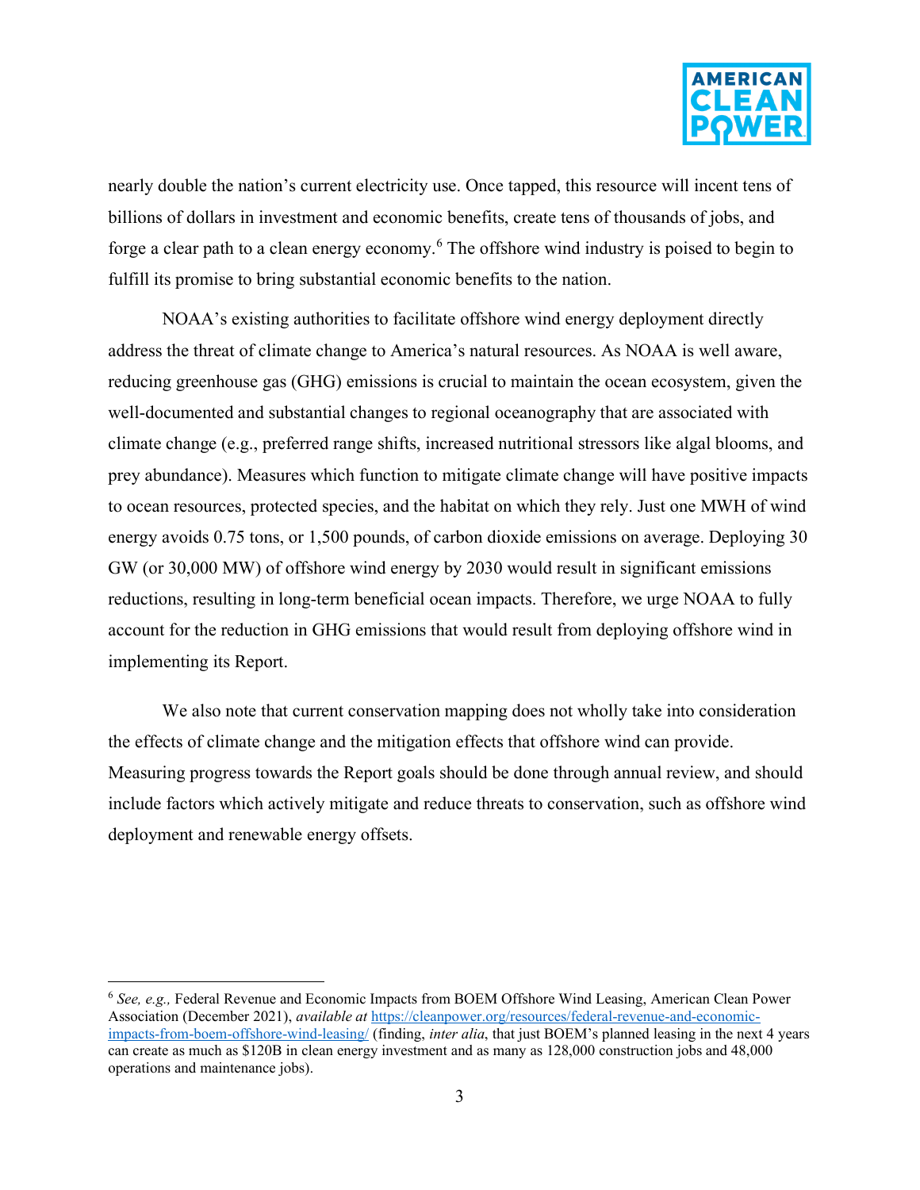nearly double the nation's current electricity use. Once tapped, this resource will incent tens of billions of dollars in investment and economic benefits, create tens of thousands of jobs, and forge a clear path to a clean energy economy.[6] The offshore wind industry is poised to begin to fulfill its promise to bring substantial economic benefits to the nation.

NOAA's existing authorities to facilitate offshore wind energy deployment directly address the threat of climate change to America's natural resources. As NOAA is well aware, reducing greenhouse gas (GHG) emissions is crucial to maintain the ocean ecosystem, given the well-documented and substantial changes to regional oceanography that are associated with climate change (e.g., preferred range shifts, increased nutritional stressors like algal blooms, and prey abundance). Measures which function to mitigate climate change will have positive impacts to ocean resources, protected species, and the habitat on which they rely. Just one MWH of wind energy avoids 0.75 tons, or 1,500 pounds, of carbon dioxide emissions on average. Deploying 30 GW (or 30,000 MW) of offshore wind energy by 2030 would result in significant emissions reductions, resulting in long-term beneficial ocean impacts. Therefore, we urge NOAA to fully account for the reduction in GHG emissions that would result from deploying offshore wind in implementing its Report.

We also note that current conservation mapping does not wholly take into consideration the effects of climate change and the mitigation effects that offshore wind can provide. Measuring progress towards the Report goals should be done through annual review, and should include factors which actively mitigate and reduce threats to conservation, such as offshore wind deployment and renewable energy offsets.

---

[6] *See, e.g.,* Federal Revenue and Economic Impacts from BOEM Offshore Wind Leasing, American Clean Power Association (December 2021), *available at* https://cleanpower.org/resources/federal-revenue-and-economic-impacts-from-boem-offshore-wind-leasing/ (finding, *inter alia*, that just BOEM's planned leasing in the next 4 years can create as much as $120B in clean energy investment and as many as 128,000 construction jobs and 48,000 operations and maintenance jobs).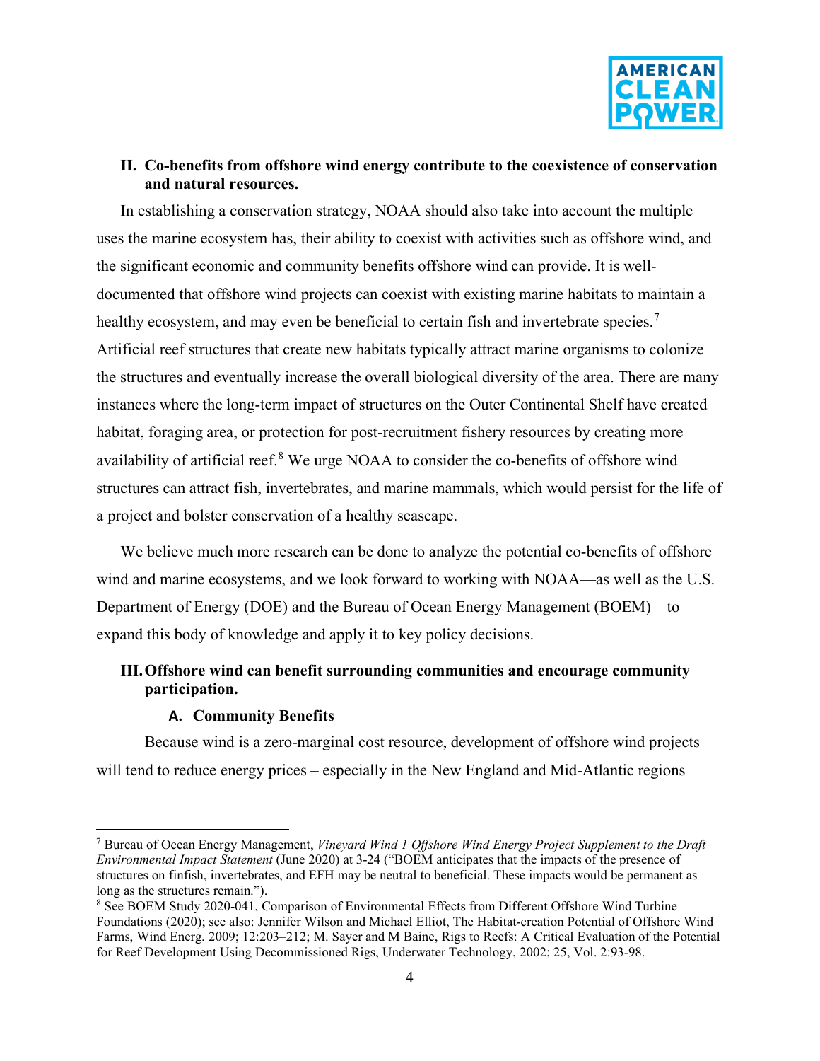## II. Co-benefits from offshore wind energy contribute to the coexistence of conservation and natural resources.

In establishing a conservation strategy, NOAA should also take into account the multiple uses the marine ecosystem has, their ability to coexist with activities such as offshore wind, and the significant economic and community benefits offshore wind can provide. It is well-documented that offshore wind projects can coexist with existing marine habitats to maintain a healthy ecosystem, and may even be beneficial to certain fish and invertebrate species.[7] Artificial reef structures that create new habitats typically attract marine organisms to colonize the structures and eventually increase the overall biological diversity of the area. There are many instances where the long-term impact of structures on the Outer Continental Shelf have created habitat, foraging area, or protection for post-recruitment fishery resources by creating more availability of artificial reef.[8] We urge NOAA to consider the co-benefits of offshore wind structures can attract fish, invertebrates, and marine mammals, which would persist for the life of a project and bolster conservation of a healthy seascape.

We believe much more research can be done to analyze the potential co-benefits of offshore wind and marine ecosystems, and we look forward to working with NOAA—as well as the U.S. Department of Energy (DOE) and the Bureau of Ocean Energy Management (BOEM)—to expand this body of knowledge and apply it to key policy decisions.

## III. Offshore wind can benefit surrounding communities and encourage community participation.

### A. Community Benefits

Because wind is a zero-marginal cost resource, development of offshore wind projects will tend to reduce energy prices – especially in the New England and Mid-Atlantic regions

---

[7] Bureau of Ocean Energy Management, *Vineyard Wind 1 Offshore Wind Energy Project Supplement to the Draft Environmental Impact Statement* (June 2020) at 3-24 ("BOEM anticipates that the impacts of the presence of structures on finfish, invertebrates, and EFH may be neutral to beneficial. These impacts would be permanent as long as the structures remain.").

[8] See BOEM Study 2020-041, Comparison of Environmental Effects from Different Offshore Wind Turbine Foundations (2020); see also: Jennifer Wilson and Michael Elliot, The Habitat-creation Potential of Offshore Wind Farms, Wind Energ. 2009; 12:203–212; M. Sayer and M Baine, Rigs to Reefs: A Critical Evaluation of the Potential for Reef Development Using Decommissioned Rigs, Underwater Technology, 2002; 25, Vol. 2:93-98.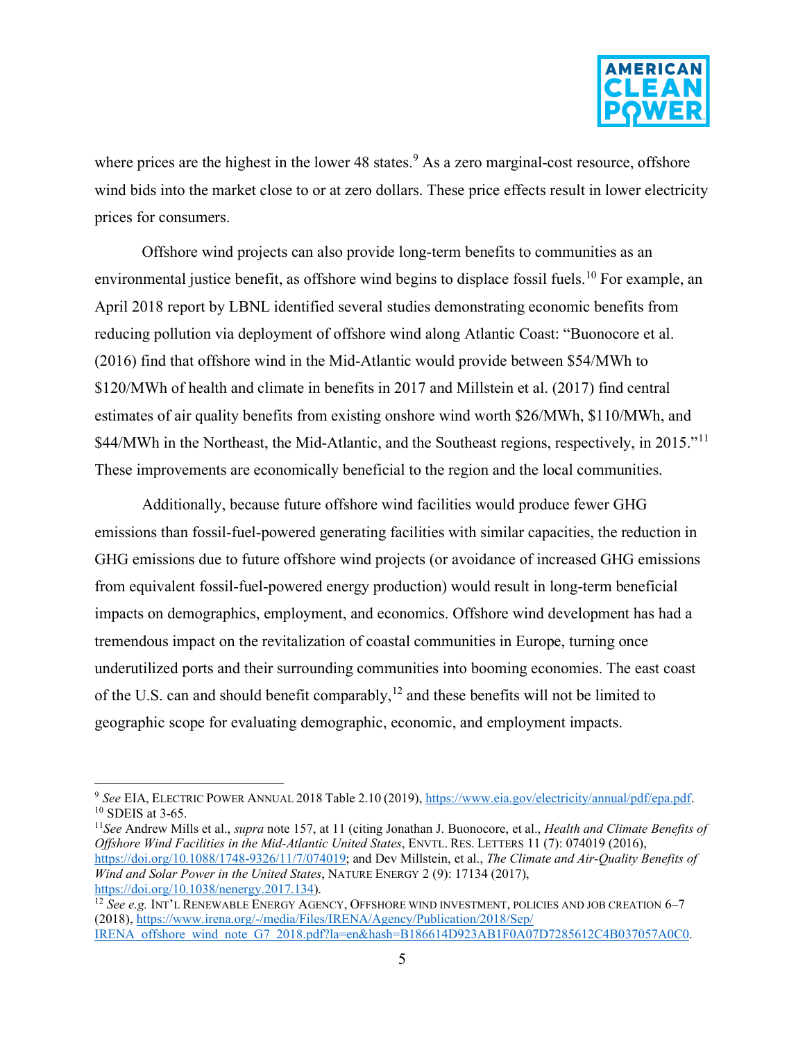where prices are the highest in the lower 48 states.[9] As a zero marginal-cost resource, offshore wind bids into the market close to or at zero dollars. These price effects result in lower electricity prices for consumers.

Offshore wind projects can also provide long-term benefits to communities as an environmental justice benefit, as offshore wind begins to displace fossil fuels.[10] For example, an April 2018 report by LBNL identified several studies demonstrating economic benefits from reducing pollution via deployment of offshore wind along Atlantic Coast: "Buonocore et al. (2016) find that offshore wind in the Mid-Atlantic would provide between \$54/MWh to \$120/MWh of health and climate in benefits in 2017 and Millstein et al. (2017) find central estimates of air quality benefits from existing onshore wind worth \$26/MWh, \$110/MWh, and \$44/MWh in the Northeast, the Mid-Atlantic, and the Southeast regions, respectively, in 2015."[11] These improvements are economically beneficial to the region and the local communities.

Additionally, because future offshore wind facilities would produce fewer GHG emissions than fossil-fuel-powered generating facilities with similar capacities, the reduction in GHG emissions due to future offshore wind projects (or avoidance of increased GHG emissions from equivalent fossil-fuel-powered energy production) would result in long-term beneficial impacts on demographics, employment, and economics. Offshore wind development has had a tremendous impact on the revitalization of coastal communities in Europe, turning once underutilized ports and their surrounding communities into booming economies. The east coast of the U.S. can and should benefit comparably,[12] and these benefits will not be limited to geographic scope for evaluating demographic, economic, and employment impacts.

---

[9] *See* EIA, ELECTRIC POWER ANNUAL 2018 Table 2.10 (2019), https://www.eia.gov/electricity/annual/pdf/epa.pdf.

[10] SDEIS at 3-65.

[11] *See* Andrew Mills et al., *supra* note 157, at 11 (citing Jonathan J. Buonocore, et al., *Health and Climate Benefits of Offshore Wind Facilities in the Mid-Atlantic United States*, ENVTL. RES. LETTERS 11 (7): 074019 (2016), https://doi.org/10.1088/1748-9326/11/7/074019; and Dev Millstein, et al., *The Climate and Air-Quality Benefits of Wind and Solar Power in the United States*, NATURE ENERGY 2 (9): 17134 (2017), https://doi.org/10.1038/nenergy.2017.134).

[12] *See e.g.* INT'L RENEWABLE ENERGY AGENCY, OFFSHORE WIND INVESTMENT, POLICIES AND JOB CREATION 6–7 (2018), https://www.irena.org/-/media/Files/IRENA/Agency/Publication/2018/Sep/IRENA_offshore_wind_note_G7_2018.pdf?la=en&hash=B186614D923AB1F0A07D7285612C4B037057A0C0.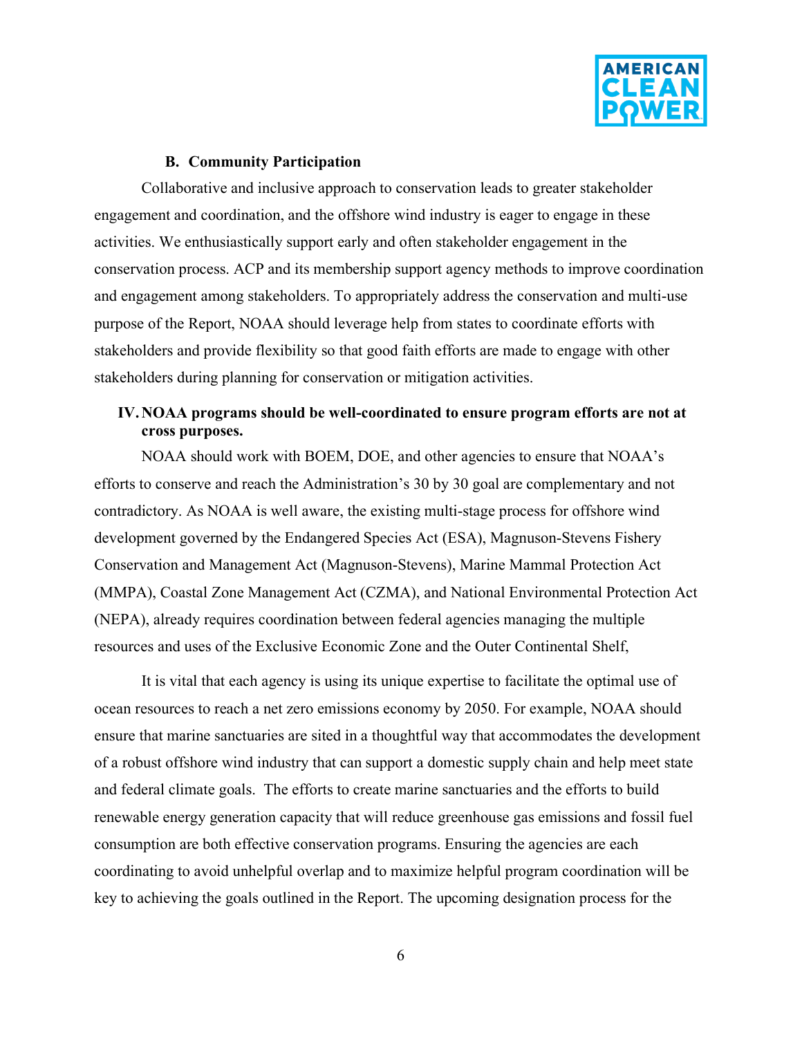### B. Community Participation

Collaborative and inclusive approach to conservation leads to greater stakeholder engagement and coordination, and the offshore wind industry is eager to engage in these activities. We enthusiastically support early and often stakeholder engagement in the conservation process. ACP and its membership support agency methods to improve coordination and engagement among stakeholders. To appropriately address the conservation and multi-use purpose of the Report, NOAA should leverage help from states to coordinate efforts with stakeholders and provide flexibility so that good faith efforts are made to engage with other stakeholders during planning for conservation or mitigation activities.

## IV. NOAA programs should be well-coordinated to ensure program efforts are not at cross purposes.

NOAA should work with BOEM, DOE, and other agencies to ensure that NOAA's efforts to conserve and reach the Administration's 30 by 30 goal are complementary and not contradictory. As NOAA is well aware, the existing multi-stage process for offshore wind development governed by the Endangered Species Act (ESA), Magnuson-Stevens Fishery Conservation and Management Act (Magnuson-Stevens), Marine Mammal Protection Act (MMPA), Coastal Zone Management Act (CZMA), and National Environmental Protection Act (NEPA), already requires coordination between federal agencies managing the multiple resources and uses of the Exclusive Economic Zone and the Outer Continental Shelf,

It is vital that each agency is using its unique expertise to facilitate the optimal use of ocean resources to reach a net zero emissions economy by 2050. For example, NOAA should ensure that marine sanctuaries are sited in a thoughtful way that accommodates the development of a robust offshore wind industry that can support a domestic supply chain and help meet state and federal climate goals. The efforts to create marine sanctuaries and the efforts to build renewable energy generation capacity that will reduce greenhouse gas emissions and fossil fuel consumption are both effective conservation programs. Ensuring the agencies are each coordinating to avoid unhelpful overlap and to maximize helpful program coordination will be key to achieving the goals outlined in the Report. The upcoming designation process for the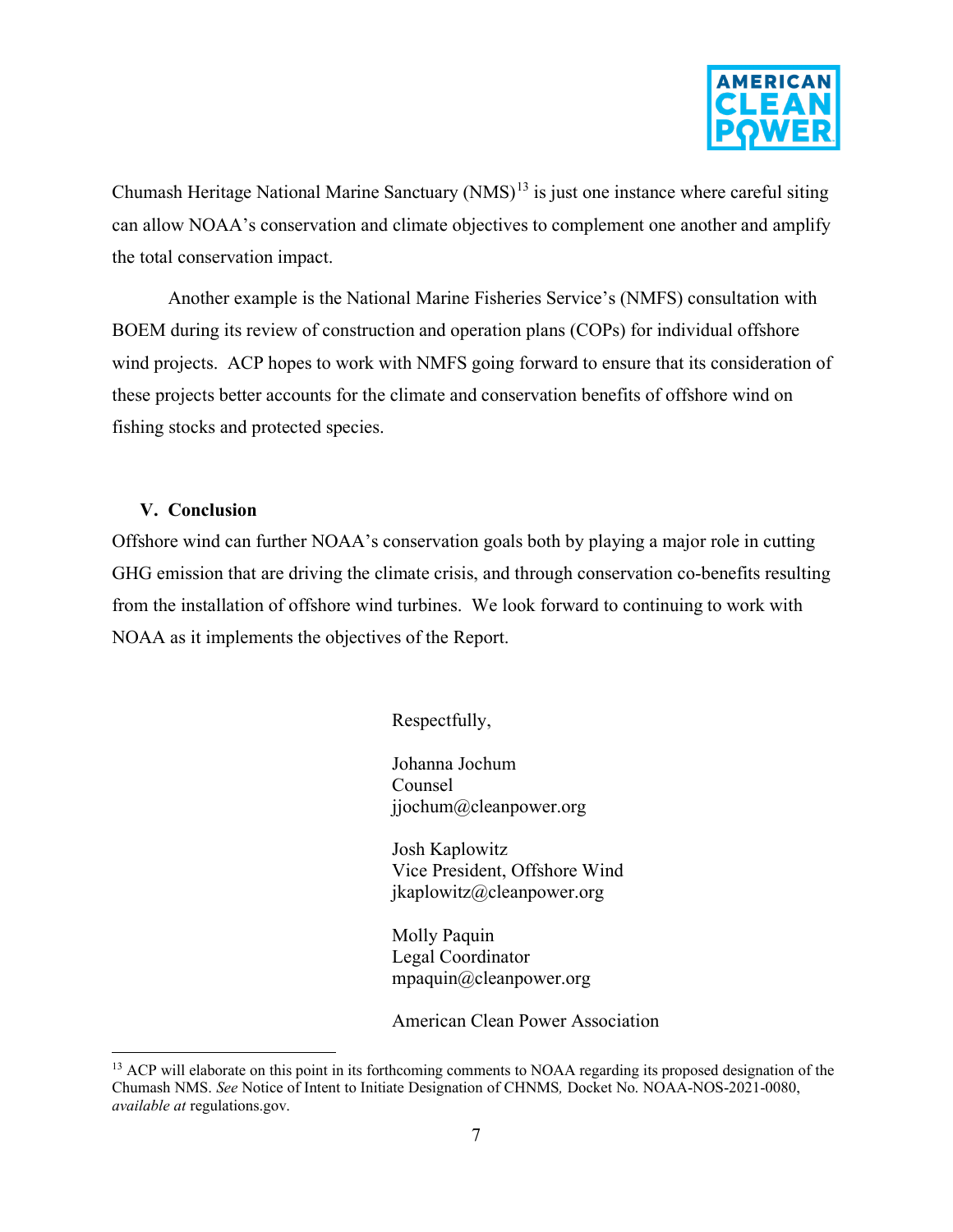Chumash Heritage National Marine Sanctuary (NMS)[13] is just one instance where careful siting can allow NOAA's conservation and climate objectives to complement one another and amplify the total conservation impact.

Another example is the National Marine Fisheries Service's (NMFS) consultation with BOEM during its review of construction and operation plans (COPs) for individual offshore wind projects. ACP hopes to work with NMFS going forward to ensure that its consideration of these projects better accounts for the climate and conservation benefits of offshore wind on fishing stocks and protected species.

## V. Conclusion

Offshore wind can further NOAA's conservation goals both by playing a major role in cutting GHG emission that are driving the climate crisis, and through conservation co-benefits resulting from the installation of offshore wind turbines. We look forward to continuing to work with NOAA as it implements the objectives of the Report.

Respectfully,

Johanna Jochum
Counsel
jjochum@cleanpower.org

Josh Kaplowitz
Vice President, Offshore Wind
jkaplowitz@cleanpower.org

Molly Paquin
Legal Coordinator
mpaquin@cleanpower.org

American Clean Power Association

---

[13] ACP will elaborate on this point in its forthcoming comments to NOAA regarding its proposed designation of the Chumash NMS. *See* Notice of Intent to Initiate Designation of CHNMS*,* Docket No. NOAA-NOS-2021-0080, *available at* regulations.gov.